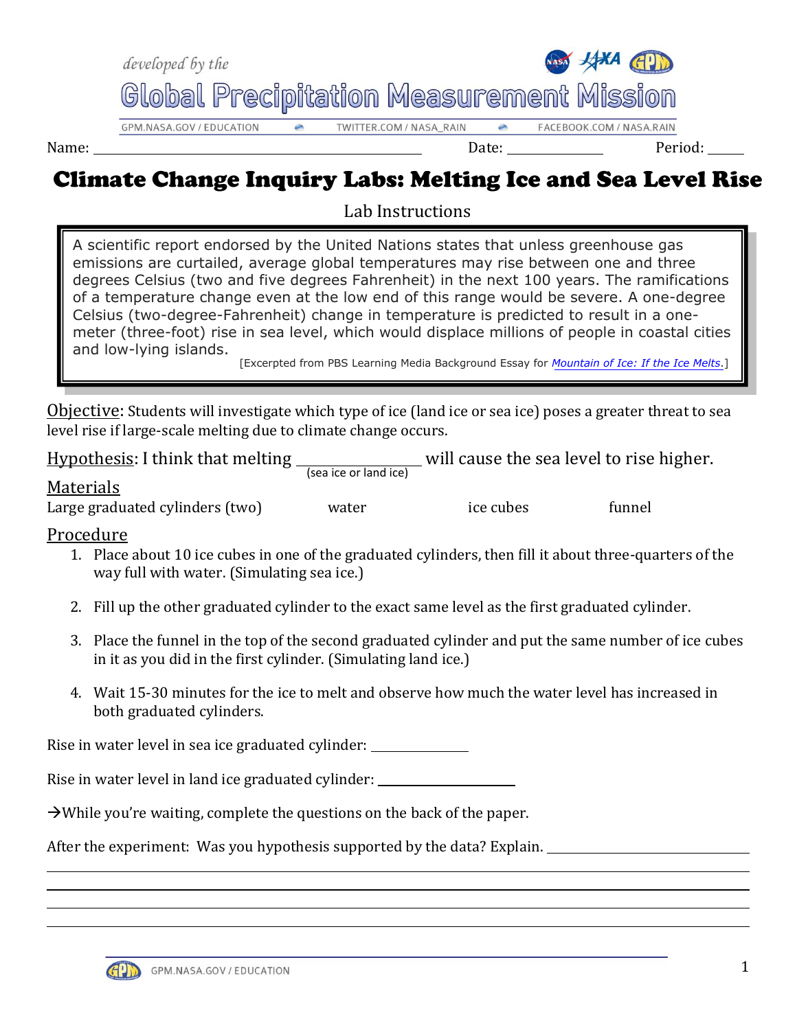developed by the

# Global Precipitation Measurement Mission

GPM.NASA.GOV / EDUCATION • TWITTER.COM / NASA_RAIN • FACEBOOK.COM / NASA.RAIN

Name: ______________________________ Date: __________ Period: _____

# Climate Change Inquiry Labs: Melting Ice and Sea Level Rise

Lab Instructions

> A scientific report endorsed by the United Nations states that unless greenhouse gas emissions are curtailed, average global temperatures may rise between one and three degrees Celsius (two and five degrees Fahrenheit) in the next 100 years. The ramifications of a temperature change even at the low end of this range would be severe. A one-degree Celsius (two-degree-Fahrenheit) change in temperature is predicted to result in a one-meter (three-foot) rise in sea level, which would displace millions of people in coastal cities and low-lying islands.
>
> [Excerpted from PBS Learning Media Background Essay for *Mountain of Ice: If the Ice Melts*.]

Objective: Students will investigate which type of ice (land ice or sea ice) poses a greater threat to sea level rise if large-scale melting due to climate change occurs.

Hypothesis: I think that melting ______________ (sea ice or land ice) will cause the sea level to rise higher.

## Materials

Large graduated cylinders (two) water ice cubes funnel

## Procedure

1. Place about 10 ice cubes in one of the graduated cylinders, then fill it about three-quarters of the way full with water. (Simulating sea ice.)
2. Fill up the other graduated cylinder to the exact same level as the first graduated cylinder.
3. Place the funnel in the top of the second graduated cylinder and put the same number of ice cubes in it as you did in the first cylinder. (Simulating land ice.)
4. Wait 15-30 minutes for the ice to melt and observe how much the water level has increased in both graduated cylinders.

Rise in water level in sea ice graduated cylinder: ______________

Rise in water level in land ice graduated cylinder: ______________

→While you're waiting, complete the questions on the back of the paper.

After the experiment: Was you hypothesis supported by the data? Explain. ______________________________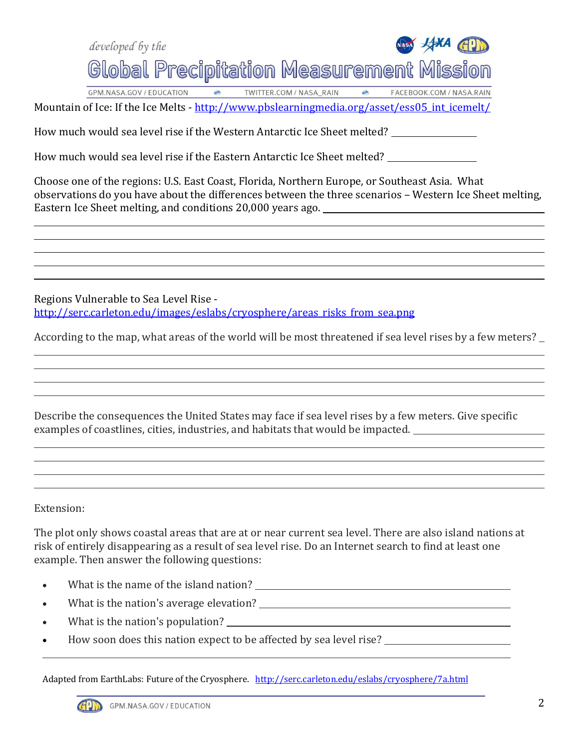Mountain of Ice: If the Ice Melts - http://www.pbslearningmedia.org/asset/ess05_int_icemelt/

How much would sea level rise if the Western Antarctic Ice Sheet melted? ______________

How much would sea level rise if the Eastern Antarctic Ice Sheet melted? ______________

Choose one of the regions: U.S. East Coast, Florida, Northern Europe, or Southeast Asia. What observations do you have about the differences between the three scenarios – Western Ice Sheet melting, Eastern Ice Sheet melting, and conditions 20,000 years ago. ______________

Regions Vulnerable to Sea Level Rise - http://serc.carleton.edu/images/eslabs/cryosphere/areas_risks_from_sea.png

According to the map, what areas of the world will be most threatened if sea level rises by a few meters? ______________

Describe the consequences the United States may face if sea level rises by a few meters. Give specific examples of coastlines, cities, industries, and habitats that would be impacted. ______________

Extension:

The plot only shows coastal areas that are at or near current sea level. There are also island nations at risk of entirely disappearing as a result of sea level rise. Do an Internet search to find at least one example. Then answer the following questions:

- What is the name of the island nation? ______________
- What is the nation's average elevation? ______________
- What is the nation's population? ______________
- How soon does this nation expect to be affected by sea level rise? ______________

Adapted from EarthLabs: Future of the Cryosphere. http://serc.carleton.edu/eslabs/cryosphere/7a.html